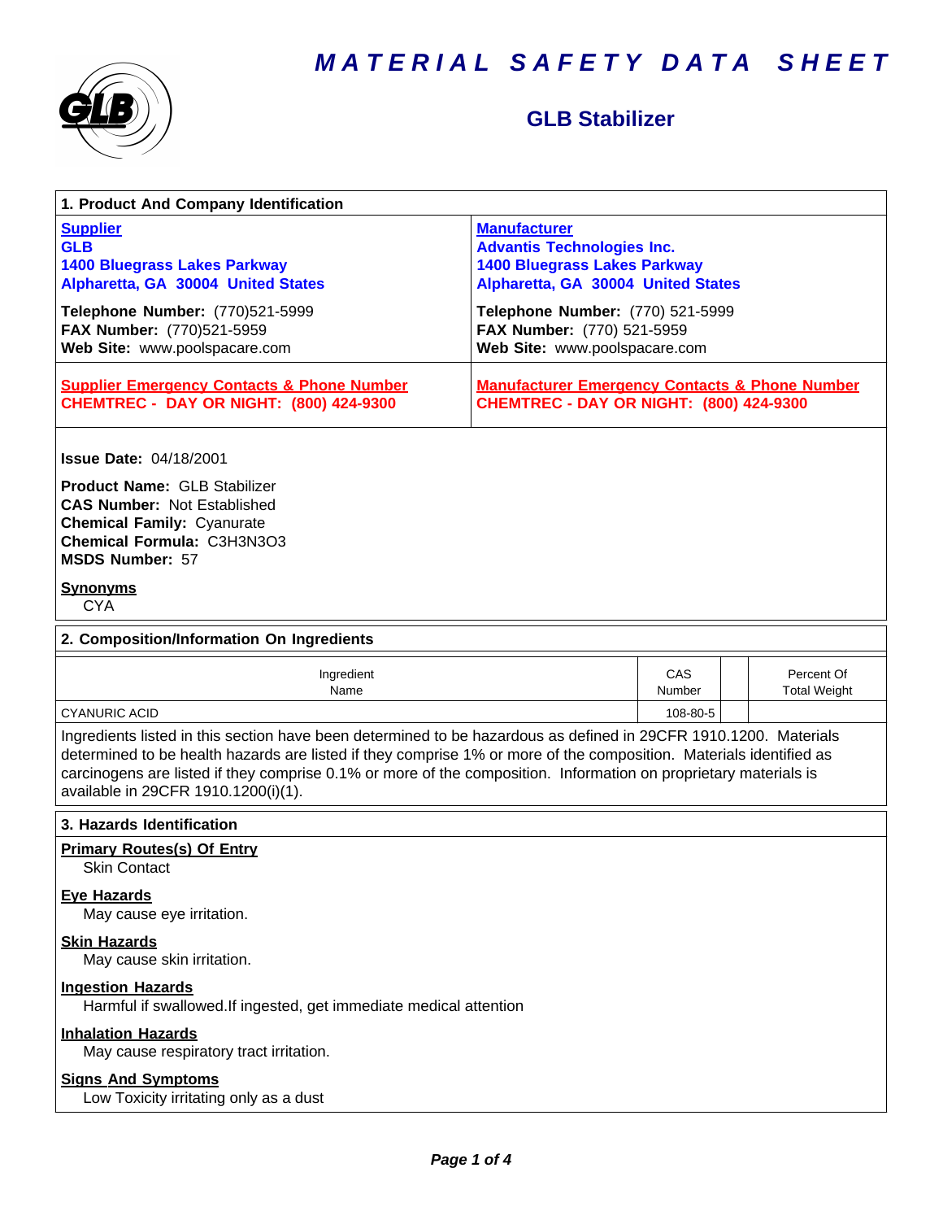# MATERIAL SAFETY DATA SHEET

## GLB Stabilizer

### 1. Product And Company Identification

**Supplier**
**GLB**
**1400 Bluegrass Lakes Parkway**
**Alpharetta, GA 30004 United States**

**Telephone Number:** (770)521-5999
**FAX Number:** (770)521-5959
**Web Site:** www.poolspacare.com

**Manufacturer**
**Advantis Technologies Inc.**
**1400 Bluegrass Lakes Parkway**
**Alpharetta, GA 30004 United States**

**Telephone Number:** (770) 521-5999
**FAX Number:** (770) 521-5959
**Web Site:** www.poolspacare.com

**Supplier Emergency Contacts & Phone Number**
**CHEMTREC - DAY OR NIGHT: (800) 424-9300**

**Manufacturer Emergency Contacts & Phone Number**
**CHEMTREC - DAY OR NIGHT: (800) 424-9300**

**Issue Date:** 04/18/2001

**Product Name:** GLB Stabilizer
**CAS Number:** Not Established
**Chemical Family:** Cyanurate
**Chemical Formula:** $C_3H_3N_3O_3$
**MSDS Number:** 57

**Synonyms**
CYA

### 2. Composition/Information On Ingredients

| Ingredient Name | CAS Number | | Percent Of Total Weight |
|---|---|---|---|
| CYANURIC ACID | 108-80-5 | | |

Ingredients listed in this section have been determined to be hazardous as defined in 29CFR 1910.1200. Materials determined to be health hazards are listed if they comprise 1% or more of the composition. Materials identified as carcinogens are listed if they comprise 0.1% or more of the composition. Information on proprietary materials is available in 29CFR 1910.1200(i)(1).

### 3. Hazards Identification

**Primary Routes(s) Of Entry**
Skin Contact

**Eye Hazards**
May cause eye irritation.

**Skin Hazards**
May cause skin irritation.

**Ingestion Hazards**
Harmful if swallowed.If ingested, get immediate medical attention

**Inhalation Hazards**
May cause respiratory tract irritation.

**Signs And Symptoms**
Low Toxicity irritating only as a dust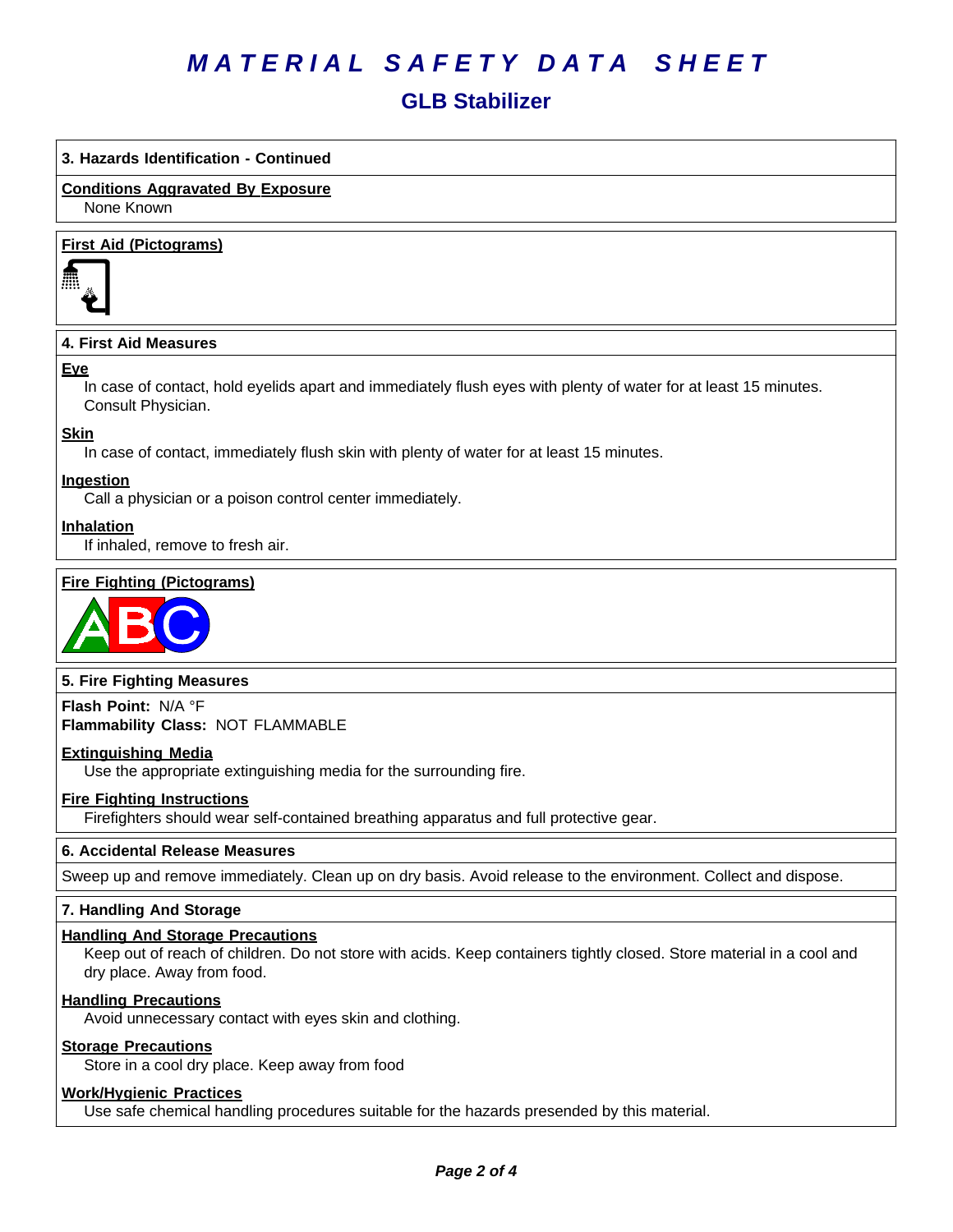# MATERIAL SAFETY DATA SHEET

## GLB Stabilizer

### 3. Hazards Identification - Continued

**Conditions Aggravated By Exposure**

None Known

**First Aid (Pictograms)**

### 4. First Aid Measures

**Eye**

In case of contact, hold eyelids apart and immediately flush eyes with plenty of water for at least 15 minutes. Consult Physician.

**Skin**

In case of contact, immediately flush skin with plenty of water for at least 15 minutes.

**Ingestion**

Call a physician or a poison control center immediately.

**Inhalation**

If inhaled, remove to fresh air.

**Fire Fighting (Pictograms)**

### 5. Fire Fighting Measures

**Flash Point:** N/A °F
**Flammability Class:** NOT FLAMMABLE

**Extinguishing Media**

Use the appropriate extinguishing media for the surrounding fire.

**Fire Fighting Instructions**

Firefighters should wear self-contained breathing apparatus and full protective gear.

### 6. Accidental Release Measures

Sweep up and remove immediately. Clean up on dry basis. Avoid release to the environment. Collect and dispose.

### 7. Handling And Storage

**Handling And Storage Precautions**

Keep out of reach of children. Do not store with acids. Keep containers tightly closed. Store material in a cool and dry place. Away from food.

**Handling Precautions**

Avoid unnecessary contact with eyes skin and clothing.

**Storage Precautions**

Store in a cool dry place. Keep away from food

**Work/Hygienic Practices**

Use safe chemical handling procedures suitable for the hazards presended by this material.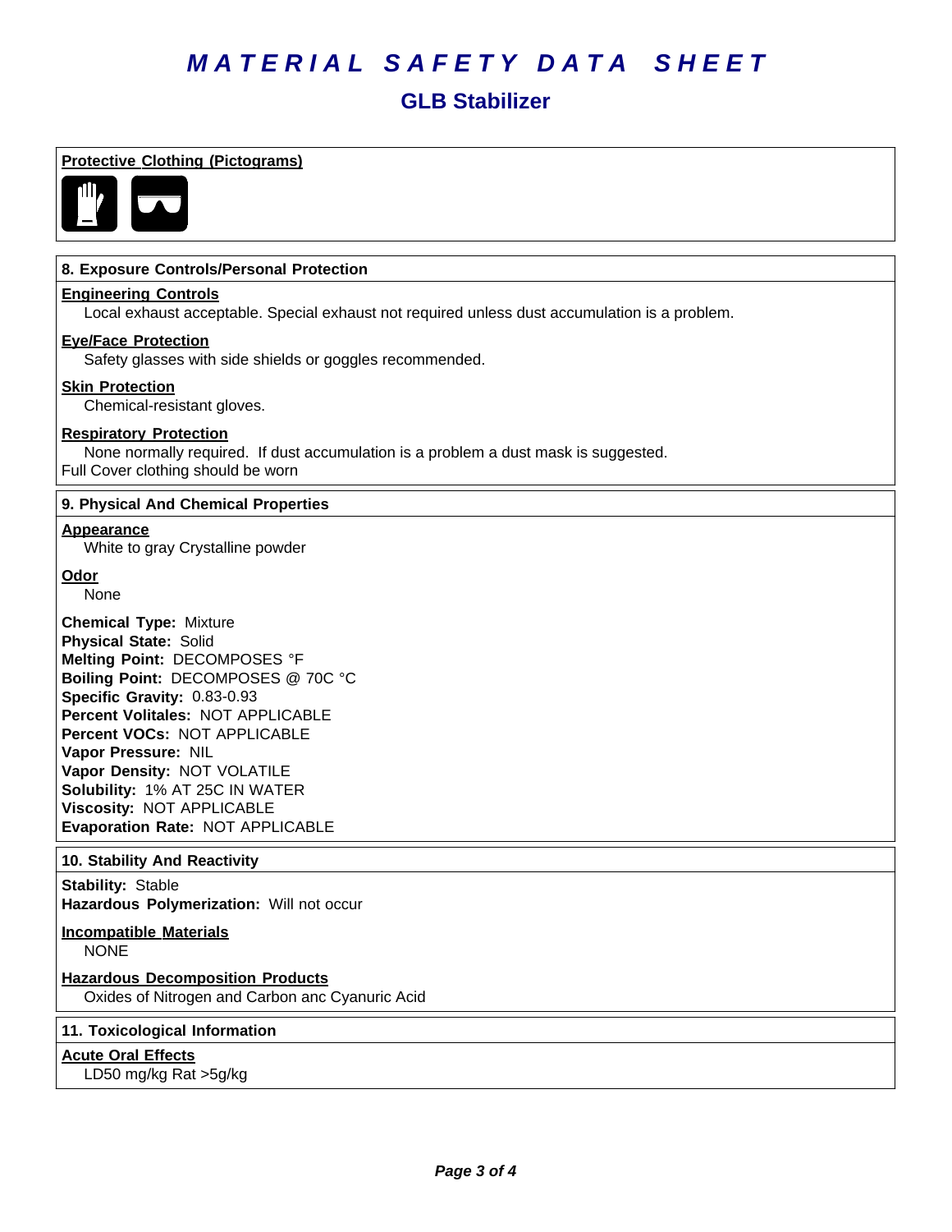# MATERIAL SAFETY DATA SHEET

## GLB Stabilizer

**Protective Clothing (Pictograms)**

### 8. Exposure Controls/Personal Protection

**Engineering Controls**

Local exhaust acceptable. Special exhaust not required unless dust accumulation is a problem.

**Eye/Face Protection**

Safety glasses with side shields or goggles recommended.

**Skin Protection**

Chemical-resistant gloves.

**Respiratory Protection**

None normally required. If dust accumulation is a problem a dust mask is suggested.
Full Cover clothing should be worn

### 9. Physical And Chemical Properties

**Appearance**

White to gray Crystalline powder

**Odor**

None

**Chemical Type:** Mixture
**Physical State:** Solid
**Melting Point:** DECOMPOSES °F
**Boiling Point:** DECOMPOSES @ 70C °C
**Specific Gravity:** 0.83-0.93
**Percent Volitales:** NOT APPLICABLE
**Percent VOCs:** NOT APPLICABLE
**Vapor Pressure:** NIL
**Vapor Density:** NOT VOLATILE
**Solubility:** 1% AT 25C IN WATER
**Viscosity:** NOT APPLICABLE
**Evaporation Rate:** NOT APPLICABLE

### 10. Stability And Reactivity

**Stability:** Stable
**Hazardous Polymerization:** Will not occur

**Incompatible Materials**

NONE

**Hazardous Decomposition Products**

Oxides of Nitrogen and Carbon anc Cyanuric Acid

### 11. Toxicological Information

**Acute Oral Effects**

LD50 mg/kg Rat >5g/kg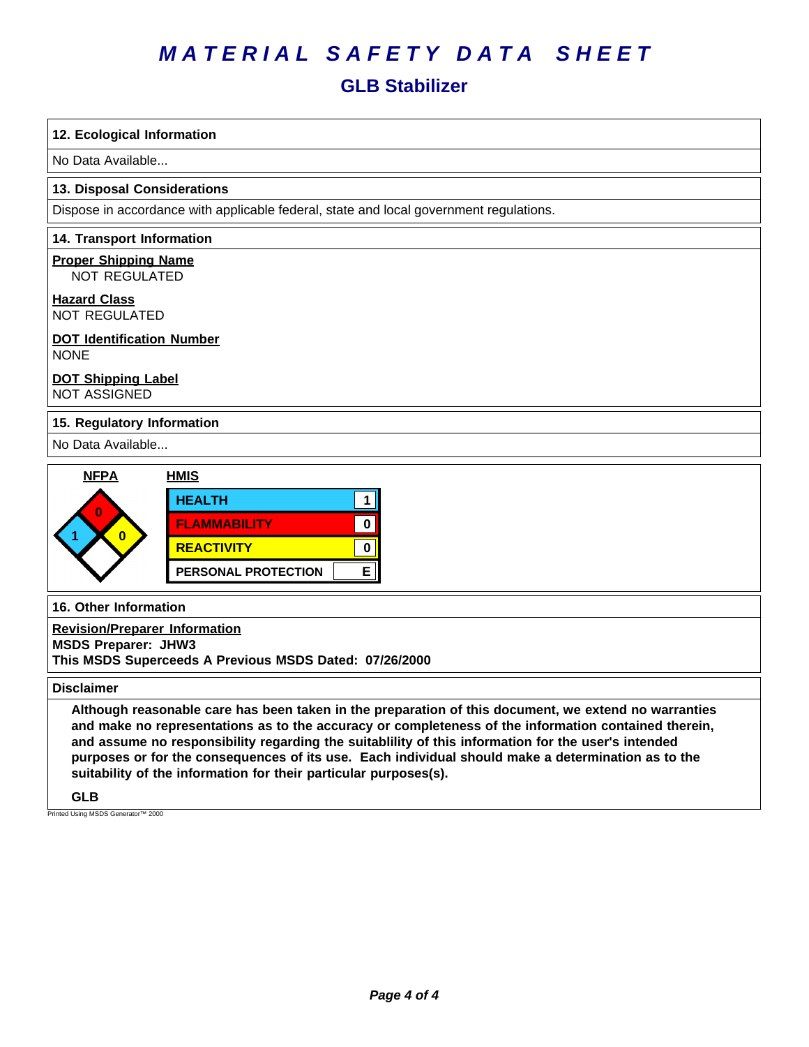# MATERIAL SAFETY DATA SHEET

## GLB Stabilizer

### 12. Ecological Information

No Data Available...

### 13. Disposal Considerations

Dispose in accordance with applicable federal, state and local government regulations.

### 14. Transport Information

**Proper Shipping Name**
NOT REGULATED

**Hazard Class**
NOT REGULATED

**DOT Identification Number**
NONE

**DOT Shipping Label**
NOT ASSIGNED

### 15. Regulatory Information

No Data Available...

**NFPA**

0
1 0

**HMIS**

| | |
|---|---|
| HEALTH | 1 |
| FLAMMABILITY | 0 |
| REACTIVITY | 0 |
| PERSONAL PROTECTION | E |

### 16. Other Information

**Revision/Preparer Information**
**MSDS Preparer: JHW3**
**This MSDS Superceeds A Previous MSDS Dated: 07/26/2000**

### Disclaimer

**Although reasonable care has been taken in the preparation of this document, we extend no warranties and make no representations as to the accuracy or completeness of the information contained therein, and assume no responsibility regarding the suitablility of this information for the user's intended purposes or for the consequences of its use. Each individual should make a determination as to the suitability of the information for their particular purposes(s).**

**GLB**

Printed Using MSDS Generator™ 2000